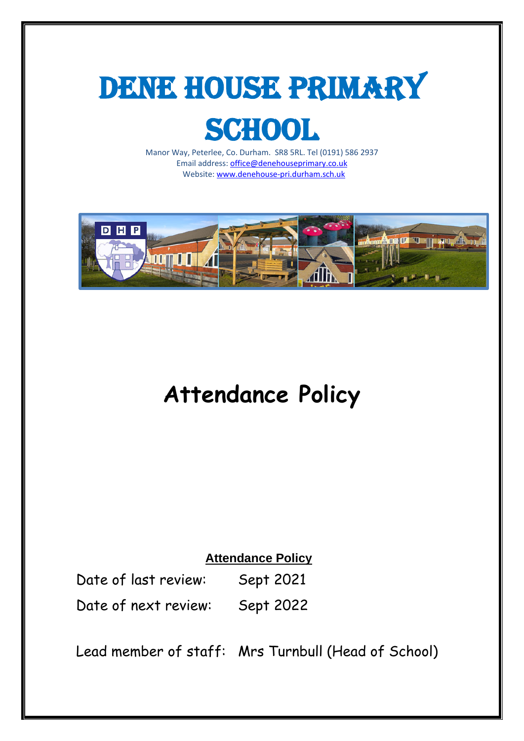# DENE HOUSE PRIMARY SCHOOL

Manor Way, Peterlee, Co. Durham. SR8 5RL. Tel (0191) 586 2937
Email address: office@denehouseprimary.co.uk
Website: www.denehouse-pri.durham.sch.uk

# Attendance Policy

**Attendance Policy**

Date of last review: Sept 2021

Date of next review: Sept 2022

Lead member of staff: Mrs Turnbull (Head of School)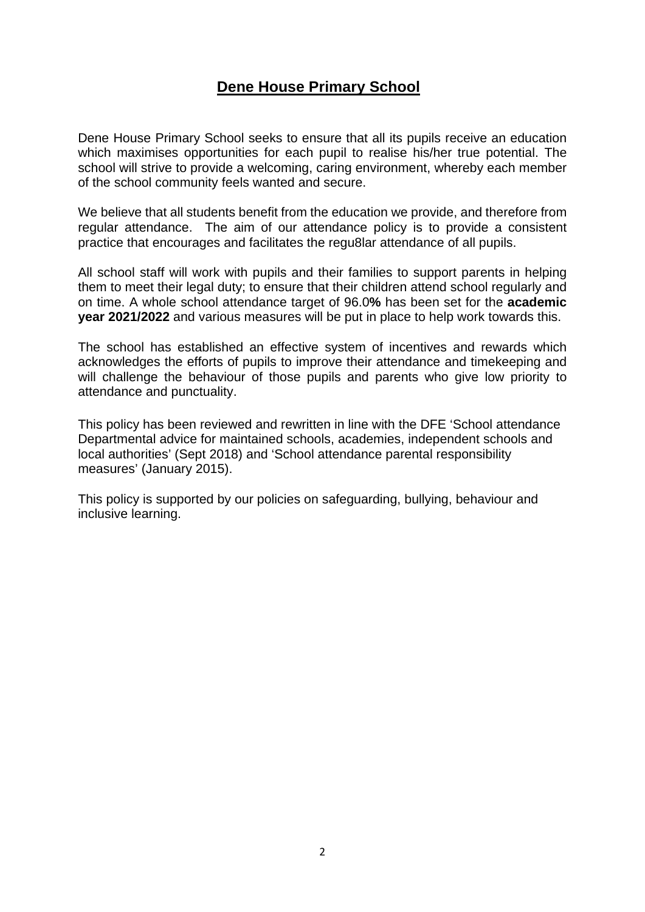# **Dene House Primary School**

Dene House Primary School seeks to ensure that all its pupils receive an education which maximises opportunities for each pupil to realise his/her true potential. The school will strive to provide a welcoming, caring environment, whereby each member of the school community feels wanted and secure.

We believe that all students benefit from the education we provide, and therefore from regular attendance. The aim of our attendance policy is to provide a consistent practice that encourages and facilitates the regu8lar attendance of all pupils.

All school staff will work with pupils and their families to support parents in helping them to meet their legal duty; to ensure that their children attend school regularly and on time. A whole school attendance target of 96.0**%** has been set for the **academic year 2021/2022** and various measures will be put in place to help work towards this.

The school has established an effective system of incentives and rewards which acknowledges the efforts of pupils to improve their attendance and timekeeping and will challenge the behaviour of those pupils and parents who give low priority to attendance and punctuality.

This policy has been reviewed and rewritten in line with the DFE 'School attendance Departmental advice for maintained schools, academies, independent schools and local authorities' (Sept 2018) and 'School attendance parental responsibility measures' (January 2015).

This policy is supported by our policies on safeguarding, bullying, behaviour and inclusive learning.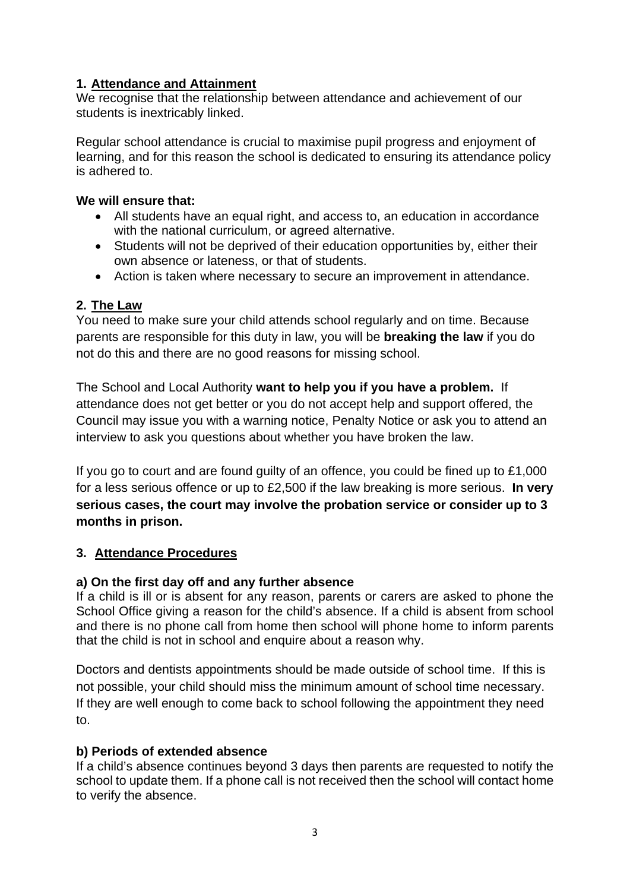## 1. Attendance and Attainment

We recognise that the relationship between attendance and achievement of our students is inextricably linked.

Regular school attendance is crucial to maximise pupil progress and enjoyment of learning, and for this reason the school is dedicated to ensuring its attendance policy is adhered to.

**We will ensure that:**

- All students have an equal right, and access to, an education in accordance with the national curriculum, or agreed alternative.
- Students will not be deprived of their education opportunities by, either their own absence or lateness, or that of students.
- Action is taken where necessary to secure an improvement in attendance.

## 2. The Law

You need to make sure your child attends school regularly and on time. Because parents are responsible for this duty in law, you will be **breaking the law** if you do not do this and there are no good reasons for missing school.

The School and Local Authority **want to help you if you have a problem.** If attendance does not get better or you do not accept help and support offered, the Council may issue you with a warning notice, Penalty Notice or ask you to attend an interview to ask you questions about whether you have broken the law.

If you go to court and are found guilty of an offence, you could be fined up to £1,000 for a less serious offence or up to £2,500 if the law breaking is more serious. **In very serious cases, the court may involve the probation service or consider up to 3 months in prison.**

## 3. Attendance Procedures

### a) On the first day off and any further absence

If a child is ill or is absent for any reason, parents or carers are asked to phone the School Office giving a reason for the child's absence. If a child is absent from school and there is no phone call from home then school will phone home to inform parents that the child is not in school and enquire about a reason why.

Doctors and dentists appointments should be made outside of school time. If this is not possible, your child should miss the minimum amount of school time necessary. If they are well enough to come back to school following the appointment they need to.

### b) Periods of extended absence

If a child's absence continues beyond 3 days then parents are requested to notify the school to update them. If a phone call is not received then the school will contact home to verify the absence.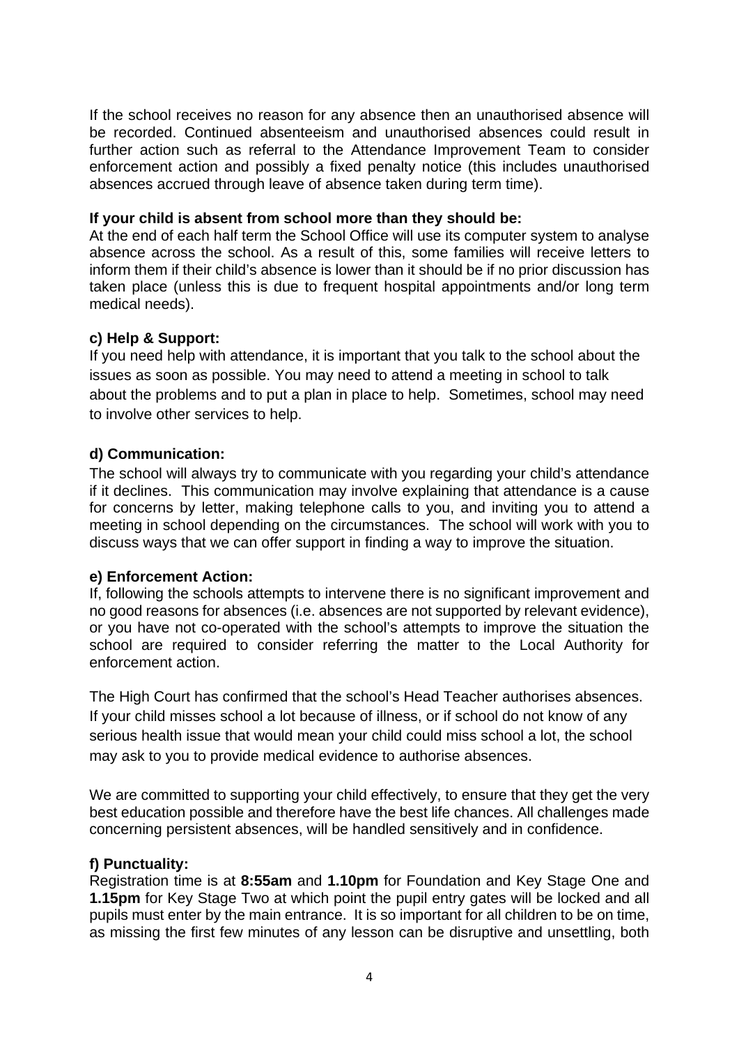If the school receives no reason for any absence then an unauthorised absence will be recorded. Continued absenteeism and unauthorised absences could result in further action such as referral to the Attendance Improvement Team to consider enforcement action and possibly a fixed penalty notice (this includes unauthorised absences accrued through leave of absence taken during term time).

**If your child is absent from school more than they should be:**
At the end of each half term the School Office will use its computer system to analyse absence across the school. As a result of this, some families will receive letters to inform them if their child's absence is lower than it should be if no prior discussion has taken place (unless this is due to frequent hospital appointments and/or long term medical needs).

**c) Help & Support:**
If you need help with attendance, it is important that you talk to the school about the issues as soon as possible. You may need to attend a meeting in school to talk about the problems and to put a plan in place to help. Sometimes, school may need to involve other services to help.

**d) Communication:**
The school will always try to communicate with you regarding your child's attendance if it declines. This communication may involve explaining that attendance is a cause for concerns by letter, making telephone calls to you, and inviting you to attend a meeting in school depending on the circumstances. The school will work with you to discuss ways that we can offer support in finding a way to improve the situation.

**e) Enforcement Action:**
If, following the schools attempts to intervene there is no significant improvement and no good reasons for absences (i.e. absences are not supported by relevant evidence), or you have not co-operated with the school's attempts to improve the situation the school are required to consider referring the matter to the Local Authority for enforcement action.

The High Court has confirmed that the school's Head Teacher authorises absences. If your child misses school a lot because of illness, or if school do not know of any serious health issue that would mean your child could miss school a lot, the school may ask to you to provide medical evidence to authorise absences.

We are committed to supporting your child effectively, to ensure that they get the very best education possible and therefore have the best life chances. All challenges made concerning persistent absences, will be handled sensitively and in confidence.

**f) Punctuality:**
Registration time is at **8:55am** and **1.10pm** for Foundation and Key Stage One and **1.15pm** for Key Stage Two at which point the pupil entry gates will be locked and all pupils must enter by the main entrance. It is so important for all children to be on time, as missing the first few minutes of any lesson can be disruptive and unsettling, both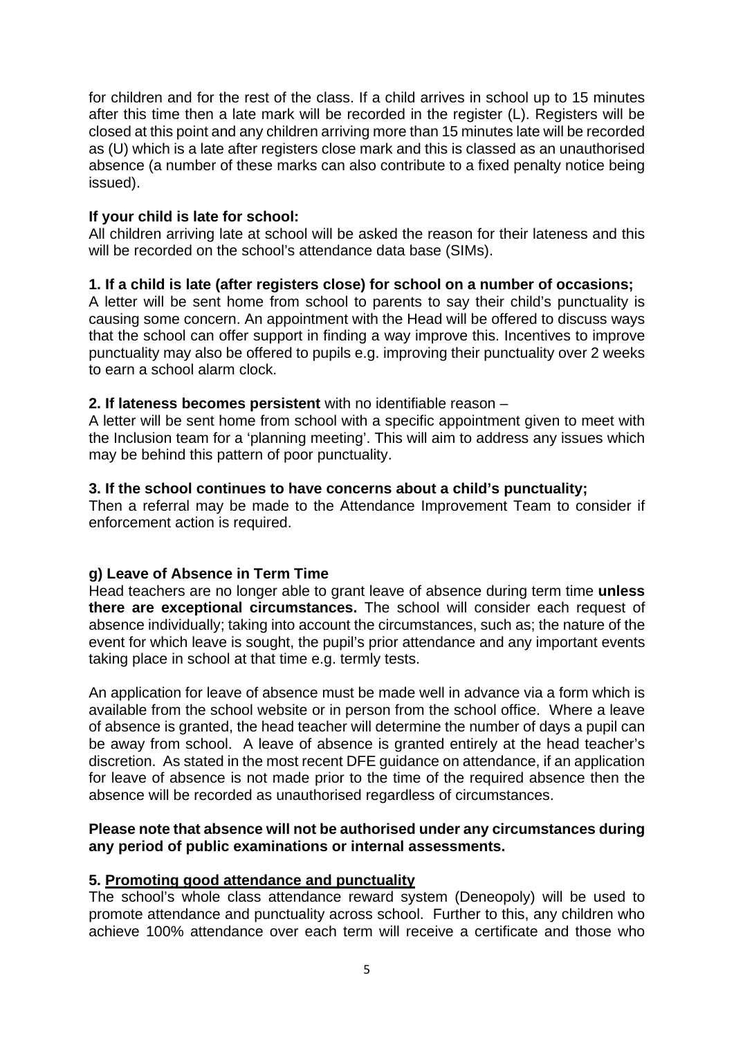for children and for the rest of the class. If a child arrives in school up to 15 minutes after this time then a late mark will be recorded in the register (L). Registers will be closed at this point and any children arriving more than 15 minutes late will be recorded as (U) which is a late after registers close mark and this is classed as an unauthorised absence (a number of these marks can also contribute to a fixed penalty notice being issued).

**If your child is late for school:**
All children arriving late at school will be asked the reason for their lateness and this will be recorded on the school's attendance data base (SIMs).

**1. If a child is late (after registers close) for school on a number of occasions;**
A letter will be sent home from school to parents to say their child's punctuality is causing some concern. An appointment with the Head will be offered to discuss ways that the school can offer support in finding a way improve this. Incentives to improve punctuality may also be offered to pupils e.g. improving their punctuality over 2 weeks to earn a school alarm clock.

**2. If lateness becomes persistent** with no identifiable reason –
A letter will be sent home from school with a specific appointment given to meet with the Inclusion team for a 'planning meeting'. This will aim to address any issues which may be behind this pattern of poor punctuality.

**3. If the school continues to have concerns about a child's punctuality;**
Then a referral may be made to the Attendance Improvement Team to consider if enforcement action is required.

**g) Leave of Absence in Term Time**
Head teachers are no longer able to grant leave of absence during term time **unless there are exceptional circumstances.** The school will consider each request of absence individually; taking into account the circumstances, such as; the nature of the event for which leave is sought, the pupil's prior attendance and any important events taking place in school at that time e.g. termly tests.

An application for leave of absence must be made well in advance via a form which is available from the school website or in person from the school office. Where a leave of absence is granted, the head teacher will determine the number of days a pupil can be away from school. A leave of absence is granted entirely at the head teacher's discretion. As stated in the most recent DFE guidance on attendance, if an application for leave of absence is not made prior to the time of the required absence then the absence will be recorded as unauthorised regardless of circumstances.

**Please note that absence will not be authorised under any circumstances during any period of public examinations or internal assessments.**

## 5. Promoting good attendance and punctuality

The school's whole class attendance reward system (Deneopoly) will be used to promote attendance and punctuality across school. Further to this, any children who achieve 100% attendance over each term will receive a certificate and those who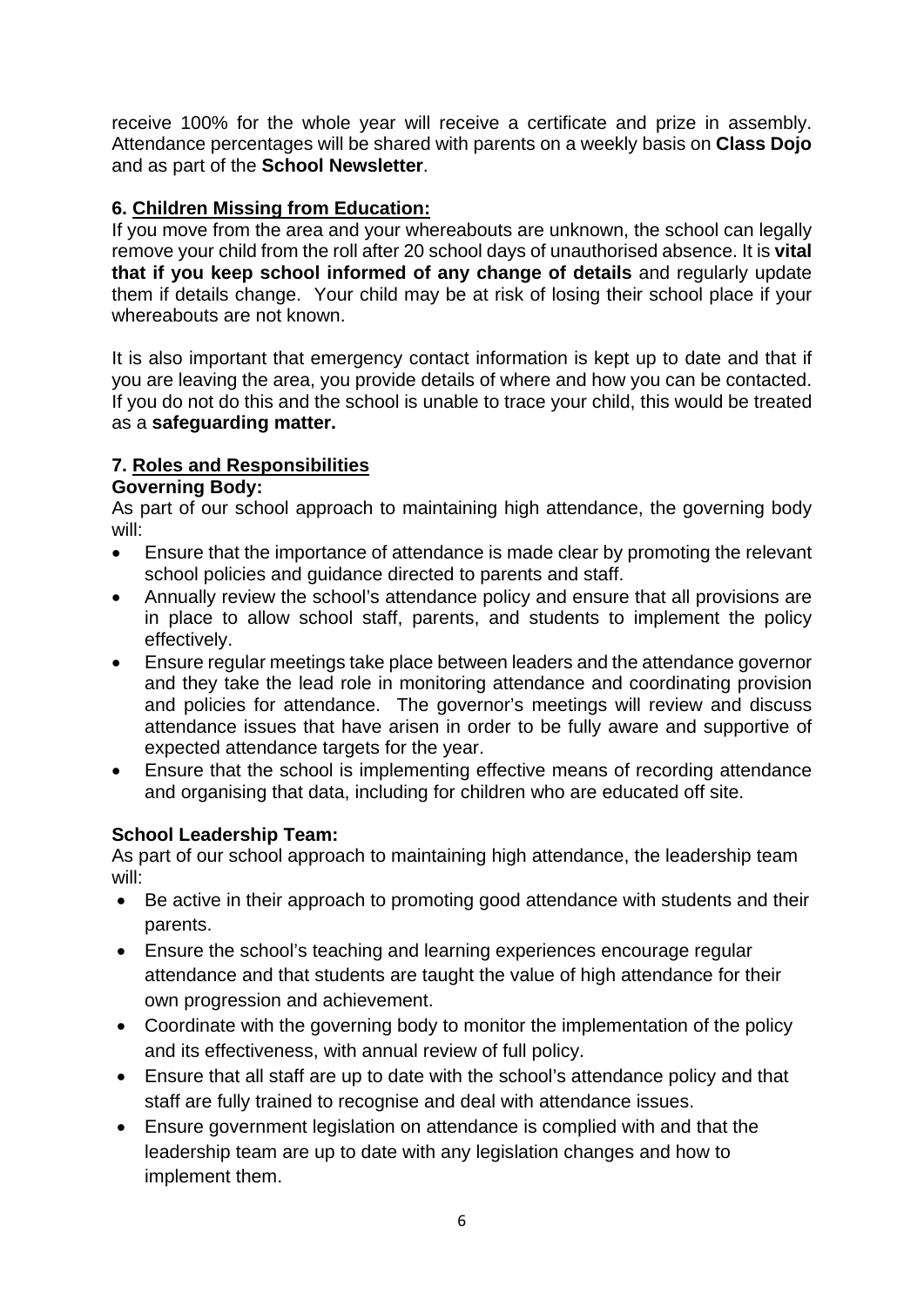receive 100% for the whole year will receive a certificate and prize in assembly. Attendance percentages will be shared with parents on a weekly basis on **Class Dojo** and as part of the **School Newsletter**.

## 6. Children Missing from Education:

If you move from the area and your whereabouts are unknown, the school can legally remove your child from the roll after 20 school days of unauthorised absence. It is **vital that if you keep school informed of any change of details** and regularly update them if details change. Your child may be at risk of losing their school place if your whereabouts are not known.

It is also important that emergency contact information is kept up to date and that if you are leaving the area, you provide details of where and how you can be contacted. If you do not do this and the school is unable to trace your child, this would be treated as a **safeguarding matter.**

## 7. Roles and Responsibilities

### Governing Body:

As part of our school approach to maintaining high attendance, the governing body will:

- Ensure that the importance of attendance is made clear by promoting the relevant school policies and guidance directed to parents and staff.
- Annually review the school's attendance policy and ensure that all provisions are in place to allow school staff, parents, and students to implement the policy effectively.
- Ensure regular meetings take place between leaders and the attendance governor and they take the lead role in monitoring attendance and coordinating provision and policies for attendance. The governor's meetings will review and discuss attendance issues that have arisen in order to be fully aware and supportive of expected attendance targets for the year.
- Ensure that the school is implementing effective means of recording attendance and organising that data, including for children who are educated off site.

### School Leadership Team:

As part of our school approach to maintaining high attendance, the leadership team will:

- Be active in their approach to promoting good attendance with students and their parents.
- Ensure the school's teaching and learning experiences encourage regular attendance and that students are taught the value of high attendance for their own progression and achievement.
- Coordinate with the governing body to monitor the implementation of the policy and its effectiveness, with annual review of full policy.
- Ensure that all staff are up to date with the school's attendance policy and that staff are fully trained to recognise and deal with attendance issues.
- Ensure government legislation on attendance is complied with and that the leadership team are up to date with any legislation changes and how to implement them.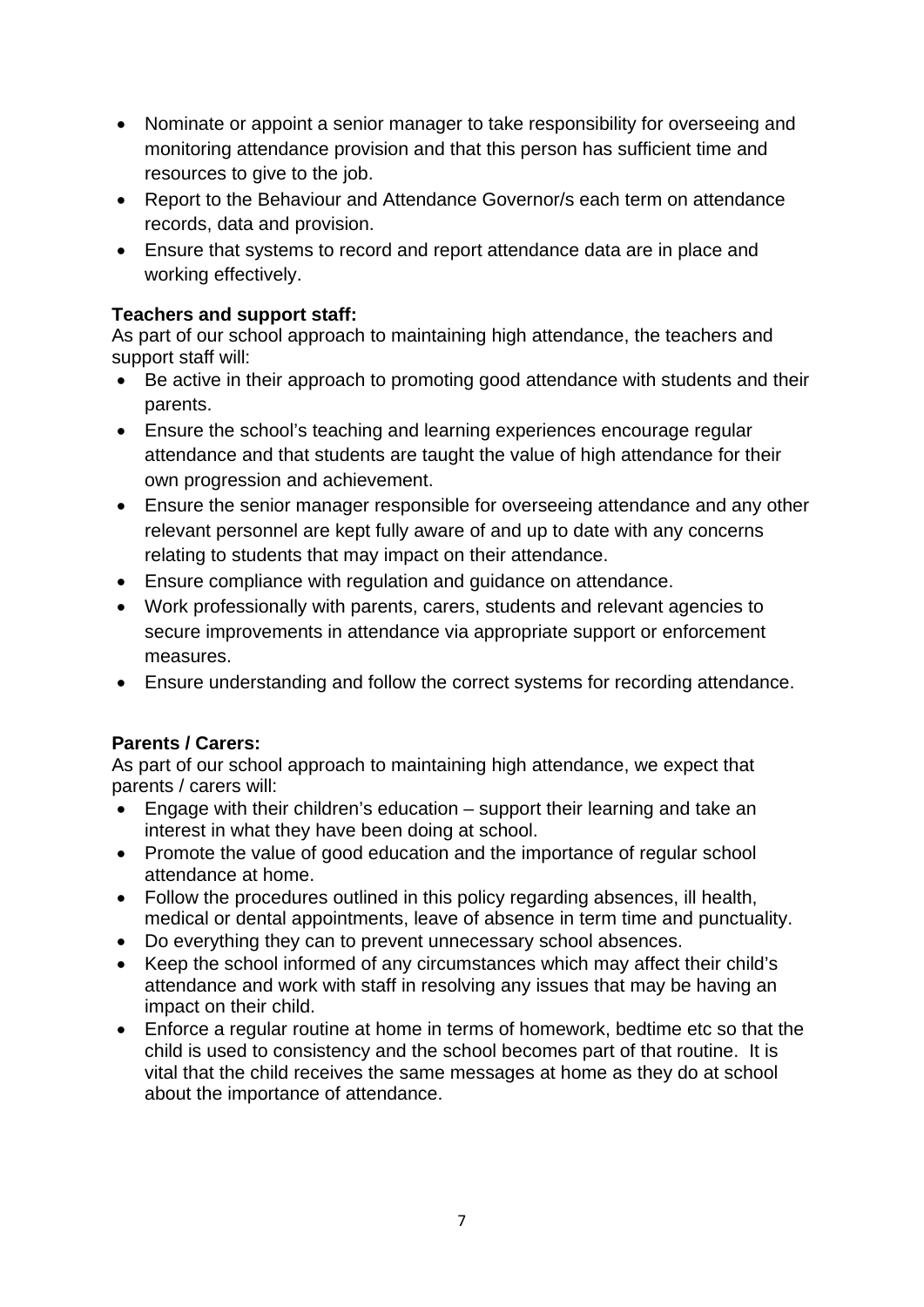- Nominate or appoint a senior manager to take responsibility for overseeing and monitoring attendance provision and that this person has sufficient time and resources to give to the job.
- Report to the Behaviour and Attendance Governor/s each term on attendance records, data and provision.
- Ensure that systems to record and report attendance data are in place and working effectively.

**Teachers and support staff:**

As part of our school approach to maintaining high attendance, the teachers and support staff will:

- Be active in their approach to promoting good attendance with students and their parents.
- Ensure the school's teaching and learning experiences encourage regular attendance and that students are taught the value of high attendance for their own progression and achievement.
- Ensure the senior manager responsible for overseeing attendance and any other relevant personnel are kept fully aware of and up to date with any concerns relating to students that may impact on their attendance.
- Ensure compliance with regulation and guidance on attendance.
- Work professionally with parents, carers, students and relevant agencies to secure improvements in attendance via appropriate support or enforcement measures.
- Ensure understanding and follow the correct systems for recording attendance.

**Parents / Carers:**

As part of our school approach to maintaining high attendance, we expect that parents / carers will:

- Engage with their children's education – support their learning and take an interest in what they have been doing at school.
- Promote the value of good education and the importance of regular school attendance at home.
- Follow the procedures outlined in this policy regarding absences, ill health, medical or dental appointments, leave of absence in term time and punctuality.
- Do everything they can to prevent unnecessary school absences.
- Keep the school informed of any circumstances which may affect their child's attendance and work with staff in resolving any issues that may be having an impact on their child.
- Enforce a regular routine at home in terms of homework, bedtime etc so that the child is used to consistency and the school becomes part of that routine. It is vital that the child receives the same messages at home as they do at school about the importance of attendance.